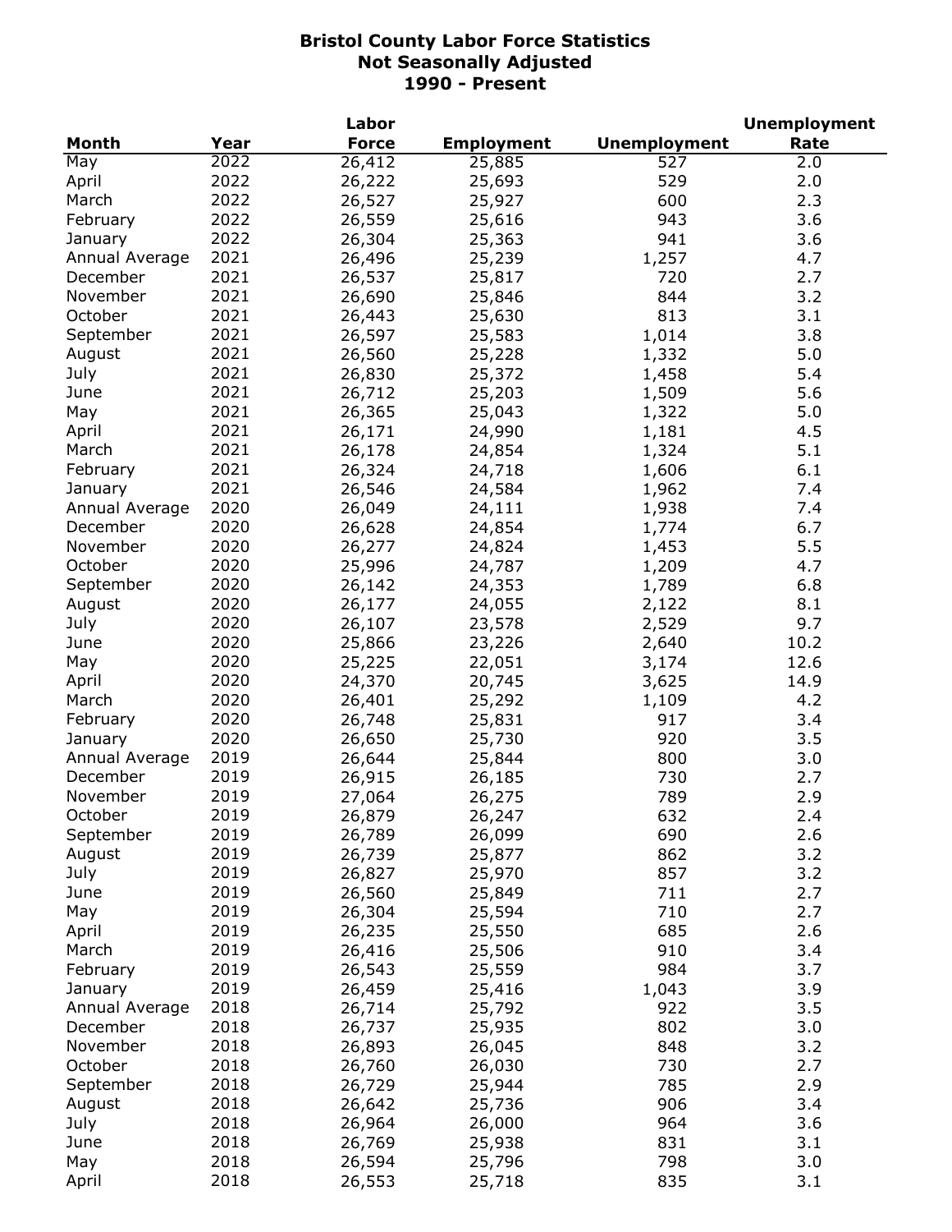# Bristol County Labor Force Statistics
## Not Seasonally Adjusted
## 1990 - Present

| Month | Year | Labor Force | Employment | Unemployment | Unemployment Rate |
|---|---|---|---|---|---|
| May | 2022 | 26,412 | 25,885 | 527 | 2.0 |
| April | 2022 | 26,222 | 25,693 | 529 | 2.0 |
| March | 2022 | 26,527 | 25,927 | 600 | 2.3 |
| February | 2022 | 26,559 | 25,616 | 943 | 3.6 |
| January | 2022 | 26,304 | 25,363 | 941 | 3.6 |
| Annual Average | 2021 | 26,496 | 25,239 | 1,257 | 4.7 |
| December | 2021 | 26,537 | 25,817 | 720 | 2.7 |
| November | 2021 | 26,690 | 25,846 | 844 | 3.2 |
| October | 2021 | 26,443 | 25,630 | 813 | 3.1 |
| September | 2021 | 26,597 | 25,583 | 1,014 | 3.8 |
| August | 2021 | 26,560 | 25,228 | 1,332 | 5.0 |
| July | 2021 | 26,830 | 25,372 | 1,458 | 5.4 |
| June | 2021 | 26,712 | 25,203 | 1,509 | 5.6 |
| May | 2021 | 26,365 | 25,043 | 1,322 | 5.0 |
| April | 2021 | 26,171 | 24,990 | 1,181 | 4.5 |
| March | 2021 | 26,178 | 24,854 | 1,324 | 5.1 |
| February | 2021 | 26,324 | 24,718 | 1,606 | 6.1 |
| January | 2021 | 26,546 | 24,584 | 1,962 | 7.4 |
| Annual Average | 2020 | 26,049 | 24,111 | 1,938 | 7.4 |
| December | 2020 | 26,628 | 24,854 | 1,774 | 6.7 |
| November | 2020 | 26,277 | 24,824 | 1,453 | 5.5 |
| October | 2020 | 25,996 | 24,787 | 1,209 | 4.7 |
| September | 2020 | 26,142 | 24,353 | 1,789 | 6.8 |
| August | 2020 | 26,177 | 24,055 | 2,122 | 8.1 |
| July | 2020 | 26,107 | 23,578 | 2,529 | 9.7 |
| June | 2020 | 25,866 | 23,226 | 2,640 | 10.2 |
| May | 2020 | 25,225 | 22,051 | 3,174 | 12.6 |
| April | 2020 | 24,370 | 20,745 | 3,625 | 14.9 |
| March | 2020 | 26,401 | 25,292 | 1,109 | 4.2 |
| February | 2020 | 26,748 | 25,831 | 917 | 3.4 |
| January | 2020 | 26,650 | 25,730 | 920 | 3.5 |
| Annual Average | 2019 | 26,644 | 25,844 | 800 | 3.0 |
| December | 2019 | 26,915 | 26,185 | 730 | 2.7 |
| November | 2019 | 27,064 | 26,275 | 789 | 2.9 |
| October | 2019 | 26,879 | 26,247 | 632 | 2.4 |
| September | 2019 | 26,789 | 26,099 | 690 | 2.6 |
| August | 2019 | 26,739 | 25,877 | 862 | 3.2 |
| July | 2019 | 26,827 | 25,970 | 857 | 3.2 |
| June | 2019 | 26,560 | 25,849 | 711 | 2.7 |
| May | 2019 | 26,304 | 25,594 | 710 | 2.7 |
| April | 2019 | 26,235 | 25,550 | 685 | 2.6 |
| March | 2019 | 26,416 | 25,506 | 910 | 3.4 |
| February | 2019 | 26,543 | 25,559 | 984 | 3.7 |
| January | 2019 | 26,459 | 25,416 | 1,043 | 3.9 |
| Annual Average | 2018 | 26,714 | 25,792 | 922 | 3.5 |
| December | 2018 | 26,737 | 25,935 | 802 | 3.0 |
| November | 2018 | 26,893 | 26,045 | 848 | 3.2 |
| October | 2018 | 26,760 | 26,030 | 730 | 2.7 |
| September | 2018 | 26,729 | 25,944 | 785 | 2.9 |
| August | 2018 | 26,642 | 25,736 | 906 | 3.4 |
| July | 2018 | 26,964 | 26,000 | 964 | 3.6 |
| June | 2018 | 26,769 | 25,938 | 831 | 3.1 |
| May | 2018 | 26,594 | 25,796 | 798 | 3.0 |
| April | 2018 | 26,553 | 25,718 | 835 | 3.1 |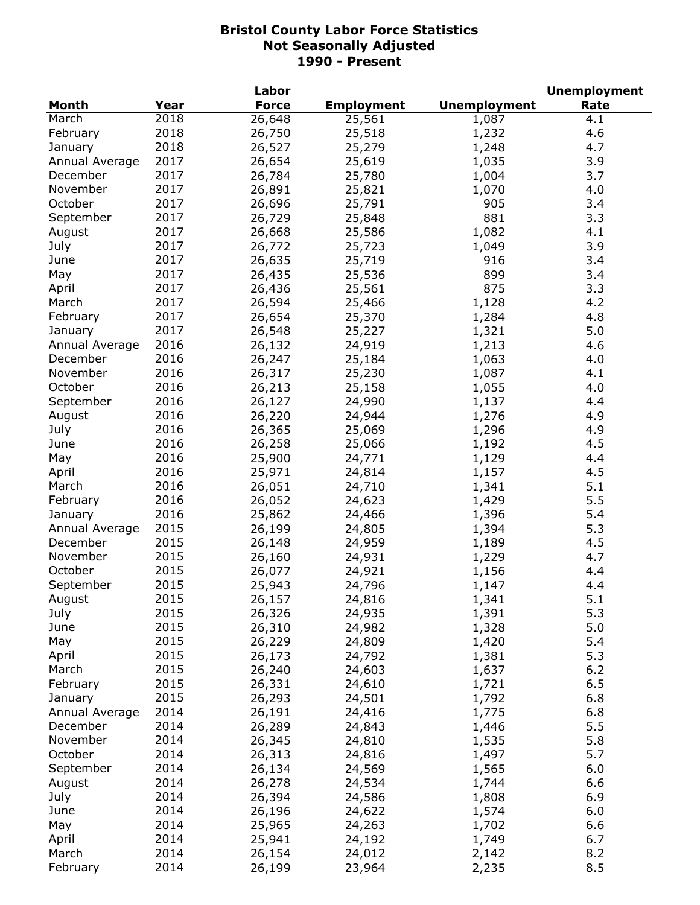# Bristol County Labor Force Statistics
## Not Seasonally Adjusted
## 1990 - Present

| Month | Year | Labor Force | Employment | Unemployment | Unemployment Rate |
|---|---|---|---|---|---|
| March | 2018 | 26,648 | 25,561 | 1,087 | 4.1 |
| February | 2018 | 26,750 | 25,518 | 1,232 | 4.6 |
| January | 2018 | 26,527 | 25,279 | 1,248 | 4.7 |
| Annual Average | 2017 | 26,654 | 25,619 | 1,035 | 3.9 |
| December | 2017 | 26,784 | 25,780 | 1,004 | 3.7 |
| November | 2017 | 26,891 | 25,821 | 1,070 | 4.0 |
| October | 2017 | 26,696 | 25,791 | 905 | 3.4 |
| September | 2017 | 26,729 | 25,848 | 881 | 3.3 |
| August | 2017 | 26,668 | 25,586 | 1,082 | 4.1 |
| July | 2017 | 26,772 | 25,723 | 1,049 | 3.9 |
| June | 2017 | 26,635 | 25,719 | 916 | 3.4 |
| May | 2017 | 26,435 | 25,536 | 899 | 3.4 |
| April | 2017 | 26,436 | 25,561 | 875 | 3.3 |
| March | 2017 | 26,594 | 25,466 | 1,128 | 4.2 |
| February | 2017 | 26,654 | 25,370 | 1,284 | 4.8 |
| January | 2017 | 26,548 | 25,227 | 1,321 | 5.0 |
| Annual Average | 2016 | 26,132 | 24,919 | 1,213 | 4.6 |
| December | 2016 | 26,247 | 25,184 | 1,063 | 4.0 |
| November | 2016 | 26,317 | 25,230 | 1,087 | 4.1 |
| October | 2016 | 26,213 | 25,158 | 1,055 | 4.0 |
| September | 2016 | 26,127 | 24,990 | 1,137 | 4.4 |
| August | 2016 | 26,220 | 24,944 | 1,276 | 4.9 |
| July | 2016 | 26,365 | 25,069 | 1,296 | 4.9 |
| June | 2016 | 26,258 | 25,066 | 1,192 | 4.5 |
| May | 2016 | 25,900 | 24,771 | 1,129 | 4.4 |
| April | 2016 | 25,971 | 24,814 | 1,157 | 4.5 |
| March | 2016 | 26,051 | 24,710 | 1,341 | 5.1 |
| February | 2016 | 26,052 | 24,623 | 1,429 | 5.5 |
| January | 2016 | 25,862 | 24,466 | 1,396 | 5.4 |
| Annual Average | 2015 | 26,199 | 24,805 | 1,394 | 5.3 |
| December | 2015 | 26,148 | 24,959 | 1,189 | 4.5 |
| November | 2015 | 26,160 | 24,931 | 1,229 | 4.7 |
| October | 2015 | 26,077 | 24,921 | 1,156 | 4.4 |
| September | 2015 | 25,943 | 24,796 | 1,147 | 4.4 |
| August | 2015 | 26,157 | 24,816 | 1,341 | 5.1 |
| July | 2015 | 26,326 | 24,935 | 1,391 | 5.3 |
| June | 2015 | 26,310 | 24,982 | 1,328 | 5.0 |
| May | 2015 | 26,229 | 24,809 | 1,420 | 5.4 |
| April | 2015 | 26,173 | 24,792 | 1,381 | 5.3 |
| March | 2015 | 26,240 | 24,603 | 1,637 | 6.2 |
| February | 2015 | 26,331 | 24,610 | 1,721 | 6.5 |
| January | 2015 | 26,293 | 24,501 | 1,792 | 6.8 |
| Annual Average | 2014 | 26,191 | 24,416 | 1,775 | 6.8 |
| December | 2014 | 26,289 | 24,843 | 1,446 | 5.5 |
| November | 2014 | 26,345 | 24,810 | 1,535 | 5.8 |
| October | 2014 | 26,313 | 24,816 | 1,497 | 5.7 |
| September | 2014 | 26,134 | 24,569 | 1,565 | 6.0 |
| August | 2014 | 26,278 | 24,534 | 1,744 | 6.6 |
| July | 2014 | 26,394 | 24,586 | 1,808 | 6.9 |
| June | 2014 | 26,196 | 24,622 | 1,574 | 6.0 |
| May | 2014 | 25,965 | 24,263 | 1,702 | 6.6 |
| April | 2014 | 25,941 | 24,192 | 1,749 | 6.7 |
| March | 2014 | 26,154 | 24,012 | 2,142 | 8.2 |
| February | 2014 | 26,199 | 23,964 | 2,235 | 8.5 |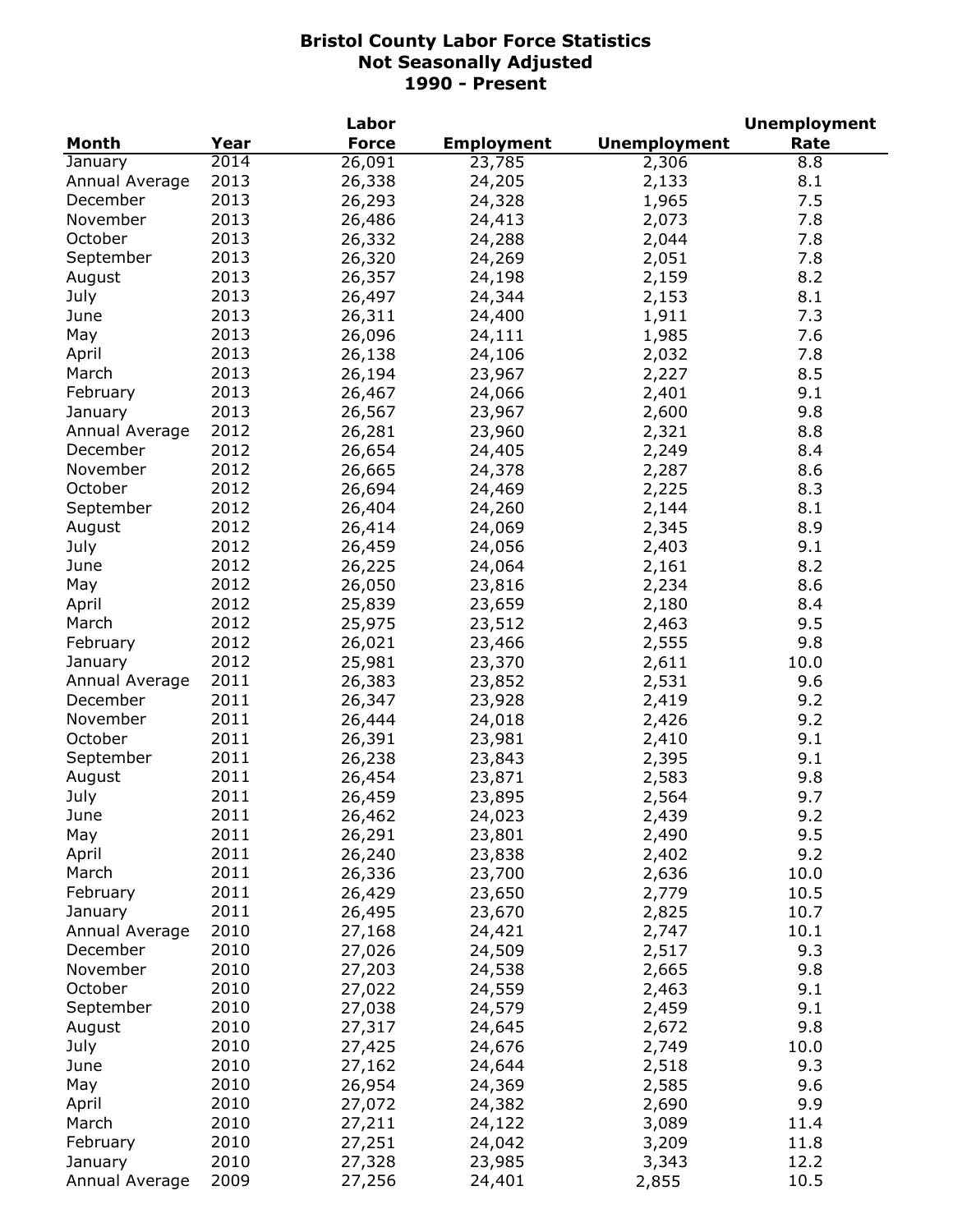# Bristol County Labor Force Statistics
## Not Seasonally Adjusted
## 1990 - Present

| Month | Year | Labor Force | Employment | Unemployment | Unemployment Rate |
|---|---|---|---|---|---|
| January | 2014 | 26,091 | 23,785 | 2,306 | 8.8 |
| Annual Average | 2013 | 26,338 | 24,205 | 2,133 | 8.1 |
| December | 2013 | 26,293 | 24,328 | 1,965 | 7.5 |
| November | 2013 | 26,486 | 24,413 | 2,073 | 7.8 |
| October | 2013 | 26,332 | 24,288 | 2,044 | 7.8 |
| September | 2013 | 26,320 | 24,269 | 2,051 | 7.8 |
| August | 2013 | 26,357 | 24,198 | 2,159 | 8.2 |
| July | 2013 | 26,497 | 24,344 | 2,153 | 8.1 |
| June | 2013 | 26,311 | 24,400 | 1,911 | 7.3 |
| May | 2013 | 26,096 | 24,111 | 1,985 | 7.6 |
| April | 2013 | 26,138 | 24,106 | 2,032 | 7.8 |
| March | 2013 | 26,194 | 23,967 | 2,227 | 8.5 |
| February | 2013 | 26,467 | 24,066 | 2,401 | 9.1 |
| January | 2013 | 26,567 | 23,967 | 2,600 | 9.8 |
| Annual Average | 2012 | 26,281 | 23,960 | 2,321 | 8.8 |
| December | 2012 | 26,654 | 24,405 | 2,249 | 8.4 |
| November | 2012 | 26,665 | 24,378 | 2,287 | 8.6 |
| October | 2012 | 26,694 | 24,469 | 2,225 | 8.3 |
| September | 2012 | 26,404 | 24,260 | 2,144 | 8.1 |
| August | 2012 | 26,414 | 24,069 | 2,345 | 8.9 |
| July | 2012 | 26,459 | 24,056 | 2,403 | 9.1 |
| June | 2012 | 26,225 | 24,064 | 2,161 | 8.2 |
| May | 2012 | 26,050 | 23,816 | 2,234 | 8.6 |
| April | 2012 | 25,839 | 23,659 | 2,180 | 8.4 |
| March | 2012 | 25,975 | 23,512 | 2,463 | 9.5 |
| February | 2012 | 26,021 | 23,466 | 2,555 | 9.8 |
| January | 2012 | 25,981 | 23,370 | 2,611 | 10.0 |
| Annual Average | 2011 | 26,383 | 23,852 | 2,531 | 9.6 |
| December | 2011 | 26,347 | 23,928 | 2,419 | 9.2 |
| November | 2011 | 26,444 | 24,018 | 2,426 | 9.2 |
| October | 2011 | 26,391 | 23,981 | 2,410 | 9.1 |
| September | 2011 | 26,238 | 23,843 | 2,395 | 9.1 |
| August | 2011 | 26,454 | 23,871 | 2,583 | 9.8 |
| July | 2011 | 26,459 | 23,895 | 2,564 | 9.7 |
| June | 2011 | 26,462 | 24,023 | 2,439 | 9.2 |
| May | 2011 | 26,291 | 23,801 | 2,490 | 9.5 |
| April | 2011 | 26,240 | 23,838 | 2,402 | 9.2 |
| March | 2011 | 26,336 | 23,700 | 2,636 | 10.0 |
| February | 2011 | 26,429 | 23,650 | 2,779 | 10.5 |
| January | 2011 | 26,495 | 23,670 | 2,825 | 10.7 |
| Annual Average | 2010 | 27,168 | 24,421 | 2,747 | 10.1 |
| December | 2010 | 27,026 | 24,509 | 2,517 | 9.3 |
| November | 2010 | 27,203 | 24,538 | 2,665 | 9.8 |
| October | 2010 | 27,022 | 24,559 | 2,463 | 9.1 |
| September | 2010 | 27,038 | 24,579 | 2,459 | 9.1 |
| August | 2010 | 27,317 | 24,645 | 2,672 | 9.8 |
| July | 2010 | 27,425 | 24,676 | 2,749 | 10.0 |
| June | 2010 | 27,162 | 24,644 | 2,518 | 9.3 |
| May | 2010 | 26,954 | 24,369 | 2,585 | 9.6 |
| April | 2010 | 27,072 | 24,382 | 2,690 | 9.9 |
| March | 2010 | 27,211 | 24,122 | 3,089 | 11.4 |
| February | 2010 | 27,251 | 24,042 | 3,209 | 11.8 |
| January | 2010 | 27,328 | 23,985 | 3,343 | 12.2 |
| Annual Average | 2009 | 27,256 | 24,401 | 2,855 | 10.5 |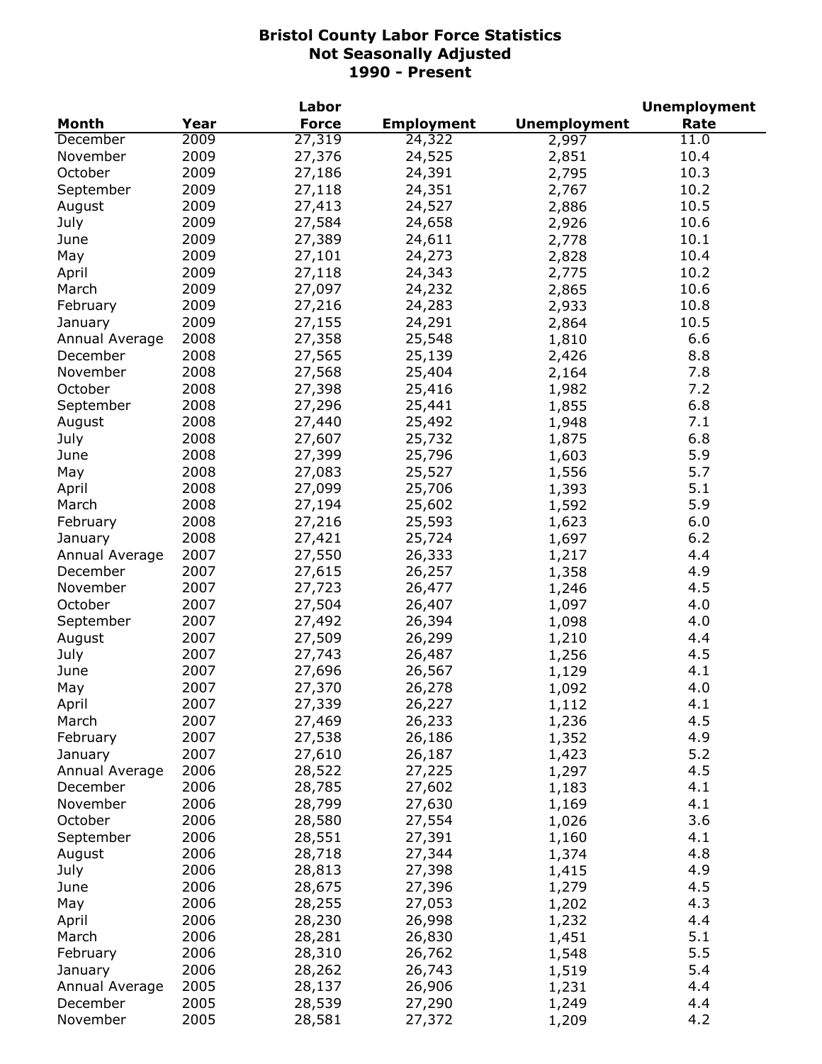# Bristol County Labor Force Statistics
## Not Seasonally Adjusted
## 1990 - Present

| Month | Year | Labor Force | Employment | Unemployment | Unemployment Rate |
|---|---|---|---|---|---|
| December | 2009 | 27,319 | 24,322 | 2,997 | 11.0 |
| November | 2009 | 27,376 | 24,525 | 2,851 | 10.4 |
| October | 2009 | 27,186 | 24,391 | 2,795 | 10.3 |
| September | 2009 | 27,118 | 24,351 | 2,767 | 10.2 |
| August | 2009 | 27,413 | 24,527 | 2,886 | 10.5 |
| July | 2009 | 27,584 | 24,658 | 2,926 | 10.6 |
| June | 2009 | 27,389 | 24,611 | 2,778 | 10.1 |
| May | 2009 | 27,101 | 24,273 | 2,828 | 10.4 |
| April | 2009 | 27,118 | 24,343 | 2,775 | 10.2 |
| March | 2009 | 27,097 | 24,232 | 2,865 | 10.6 |
| February | 2009 | 27,216 | 24,283 | 2,933 | 10.8 |
| January | 2009 | 27,155 | 24,291 | 2,864 | 10.5 |
| Annual Average | 2008 | 27,358 | 25,548 | 1,810 | 6.6 |
| December | 2008 | 27,565 | 25,139 | 2,426 | 8.8 |
| November | 2008 | 27,568 | 25,404 | 2,164 | 7.8 |
| October | 2008 | 27,398 | 25,416 | 1,982 | 7.2 |
| September | 2008 | 27,296 | 25,441 | 1,855 | 6.8 |
| August | 2008 | 27,440 | 25,492 | 1,948 | 7.1 |
| July | 2008 | 27,607 | 25,732 | 1,875 | 6.8 |
| June | 2008 | 27,399 | 25,796 | 1,603 | 5.9 |
| May | 2008 | 27,083 | 25,527 | 1,556 | 5.7 |
| April | 2008 | 27,099 | 25,706 | 1,393 | 5.1 |
| March | 2008 | 27,194 | 25,602 | 1,592 | 5.9 |
| February | 2008 | 27,216 | 25,593 | 1,623 | 6.0 |
| January | 2008 | 27,421 | 25,724 | 1,697 | 6.2 |
| Annual Average | 2007 | 27,550 | 26,333 | 1,217 | 4.4 |
| December | 2007 | 27,615 | 26,257 | 1,358 | 4.9 |
| November | 2007 | 27,723 | 26,477 | 1,246 | 4.5 |
| October | 2007 | 27,504 | 26,407 | 1,097 | 4.0 |
| September | 2007 | 27,492 | 26,394 | 1,098 | 4.0 |
| August | 2007 | 27,509 | 26,299 | 1,210 | 4.4 |
| July | 2007 | 27,743 | 26,487 | 1,256 | 4.5 |
| June | 2007 | 27,696 | 26,567 | 1,129 | 4.1 |
| May | 2007 | 27,370 | 26,278 | 1,092 | 4.0 |
| April | 2007 | 27,339 | 26,227 | 1,112 | 4.1 |
| March | 2007 | 27,469 | 26,233 | 1,236 | 4.5 |
| February | 2007 | 27,538 | 26,186 | 1,352 | 4.9 |
| January | 2007 | 27,610 | 26,187 | 1,423 | 5.2 |
| Annual Average | 2006 | 28,522 | 27,225 | 1,297 | 4.5 |
| December | 2006 | 28,785 | 27,602 | 1,183 | 4.1 |
| November | 2006 | 28,799 | 27,630 | 1,169 | 4.1 |
| October | 2006 | 28,580 | 27,554 | 1,026 | 3.6 |
| September | 2006 | 28,551 | 27,391 | 1,160 | 4.1 |
| August | 2006 | 28,718 | 27,344 | 1,374 | 4.8 |
| July | 2006 | 28,813 | 27,398 | 1,415 | 4.9 |
| June | 2006 | 28,675 | 27,396 | 1,279 | 4.5 |
| May | 2006 | 28,255 | 27,053 | 1,202 | 4.3 |
| April | 2006 | 28,230 | 26,998 | 1,232 | 4.4 |
| March | 2006 | 28,281 | 26,830 | 1,451 | 5.1 |
| February | 2006 | 28,310 | 26,762 | 1,548 | 5.5 |
| January | 2006 | 28,262 | 26,743 | 1,519 | 5.4 |
| Annual Average | 2005 | 28,137 | 26,906 | 1,231 | 4.4 |
| December | 2005 | 28,539 | 27,290 | 1,249 | 4.4 |
| November | 2005 | 28,581 | 27,372 | 1,209 | 4.2 |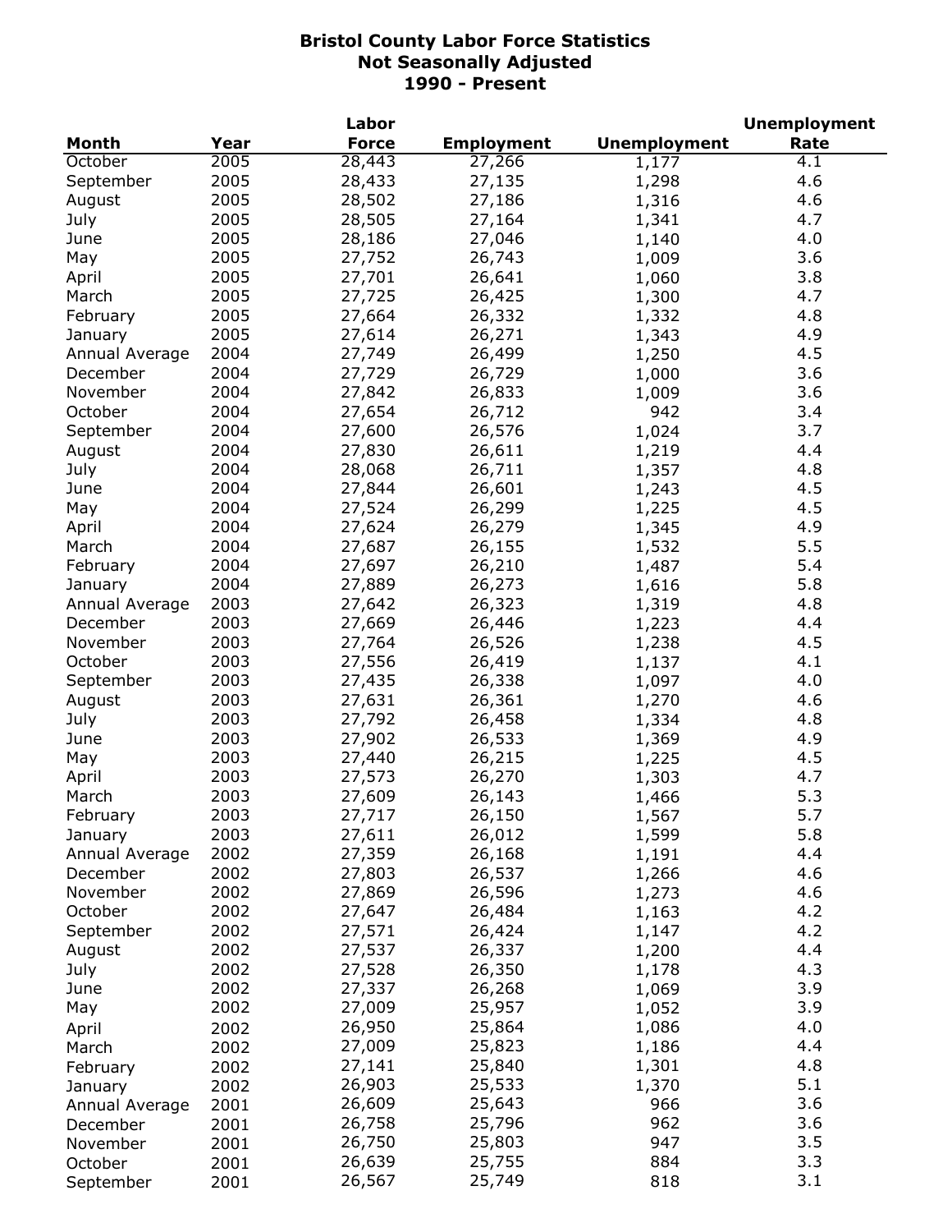# Bristol County Labor Force Statistics
## Not Seasonally Adjusted
## 1990 - Present

| Month | Year | Labor Force | Employment | Unemployment | Unemployment Rate |
|---|---|---|---|---|---|
| October | 2005 | 28,443 | 27,266 | 1,177 | 4.1 |
| September | 2005 | 28,433 | 27,135 | 1,298 | 4.6 |
| August | 2005 | 28,502 | 27,186 | 1,316 | 4.6 |
| July | 2005 | 28,505 | 27,164 | 1,341 | 4.7 |
| June | 2005 | 28,186 | 27,046 | 1,140 | 4.0 |
| May | 2005 | 27,752 | 26,743 | 1,009 | 3.6 |
| April | 2005 | 27,701 | 26,641 | 1,060 | 3.8 |
| March | 2005 | 27,725 | 26,425 | 1,300 | 4.7 |
| February | 2005 | 27,664 | 26,332 | 1,332 | 4.8 |
| January | 2005 | 27,614 | 26,271 | 1,343 | 4.9 |
| Annual Average | 2004 | 27,749 | 26,499 | 1,250 | 4.5 |
| December | 2004 | 27,729 | 26,729 | 1,000 | 3.6 |
| November | 2004 | 27,842 | 26,833 | 1,009 | 3.6 |
| October | 2004 | 27,654 | 26,712 | 942 | 3.4 |
| September | 2004 | 27,600 | 26,576 | 1,024 | 3.7 |
| August | 2004 | 27,830 | 26,611 | 1,219 | 4.4 |
| July | 2004 | 28,068 | 26,711 | 1,357 | 4.8 |
| June | 2004 | 27,844 | 26,601 | 1,243 | 4.5 |
| May | 2004 | 27,524 | 26,299 | 1,225 | 4.5 |
| April | 2004 | 27,624 | 26,279 | 1,345 | 4.9 |
| March | 2004 | 27,687 | 26,155 | 1,532 | 5.5 |
| February | 2004 | 27,697 | 26,210 | 1,487 | 5.4 |
| January | 2004 | 27,889 | 26,273 | 1,616 | 5.8 |
| Annual Average | 2003 | 27,642 | 26,323 | 1,319 | 4.8 |
| December | 2003 | 27,669 | 26,446 | 1,223 | 4.4 |
| November | 2003 | 27,764 | 26,526 | 1,238 | 4.5 |
| October | 2003 | 27,556 | 26,419 | 1,137 | 4.1 |
| September | 2003 | 27,435 | 26,338 | 1,097 | 4.0 |
| August | 2003 | 27,631 | 26,361 | 1,270 | 4.6 |
| July | 2003 | 27,792 | 26,458 | 1,334 | 4.8 |
| June | 2003 | 27,902 | 26,533 | 1,369 | 4.9 |
| May | 2003 | 27,440 | 26,215 | 1,225 | 4.5 |
| April | 2003 | 27,573 | 26,270 | 1,303 | 4.7 |
| March | 2003 | 27,609 | 26,143 | 1,466 | 5.3 |
| February | 2003 | 27,717 | 26,150 | 1,567 | 5.7 |
| January | 2003 | 27,611 | 26,012 | 1,599 | 5.8 |
| Annual Average | 2002 | 27,359 | 26,168 | 1,191 | 4.4 |
| December | 2002 | 27,803 | 26,537 | 1,266 | 4.6 |
| November | 2002 | 27,869 | 26,596 | 1,273 | 4.6 |
| October | 2002 | 27,647 | 26,484 | 1,163 | 4.2 |
| September | 2002 | 27,571 | 26,424 | 1,147 | 4.2 |
| August | 2002 | 27,537 | 26,337 | 1,200 | 4.4 |
| July | 2002 | 27,528 | 26,350 | 1,178 | 4.3 |
| June | 2002 | 27,337 | 26,268 | 1,069 | 3.9 |
| May | 2002 | 27,009 | 25,957 | 1,052 | 3.9 |
| April | 2002 | 26,950 | 25,864 | 1,086 | 4.0 |
| March | 2002 | 27,009 | 25,823 | 1,186 | 4.4 |
| February | 2002 | 27,141 | 25,840 | 1,301 | 4.8 |
| January | 2002 | 26,903 | 25,533 | 1,370 | 5.1 |
| Annual Average | 2001 | 26,609 | 25,643 | 966 | 3.6 |
| December | 2001 | 26,758 | 25,796 | 962 | 3.6 |
| November | 2001 | 26,750 | 25,803 | 947 | 3.5 |
| October | 2001 | 26,639 | 25,755 | 884 | 3.3 |
| September | 2001 | 26,567 | 25,749 | 818 | 3.1 |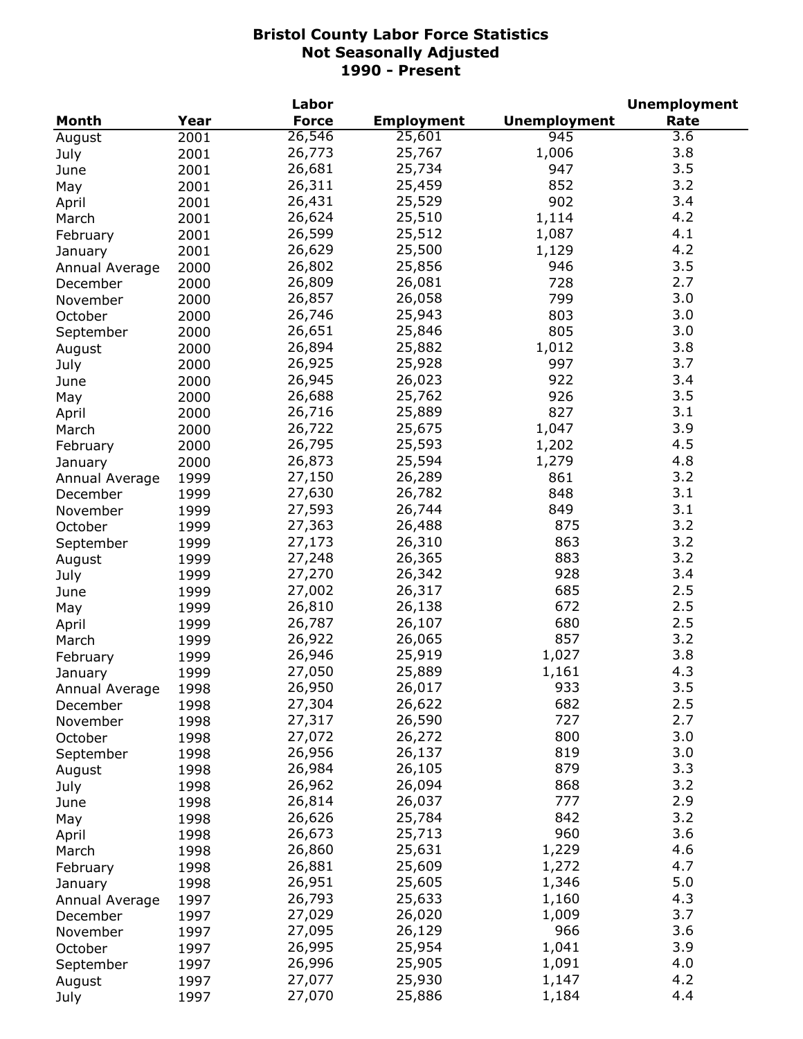# Bristol County Labor Force Statistics
## Not Seasonally Adjusted
## 1990 - Present

| Month | Year | Labor Force | Employment | Unemployment | Unemployment Rate |
|---|---|---|---|---|---|
| August | 2001 | 26,546 | 25,601 | 945 | 3.6 |
| July | 2001 | 26,773 | 25,767 | 1,006 | 3.8 |
| June | 2001 | 26,681 | 25,734 | 947 | 3.5 |
| May | 2001 | 26,311 | 25,459 | 852 | 3.2 |
| April | 2001 | 26,431 | 25,529 | 902 | 3.4 |
| March | 2001 | 26,624 | 25,510 | 1,114 | 4.2 |
| February | 2001 | 26,599 | 25,512 | 1,087 | 4.1 |
| January | 2001 | 26,629 | 25,500 | 1,129 | 4.2 |
| Annual Average | 2000 | 26,802 | 25,856 | 946 | 3.5 |
| December | 2000 | 26,809 | 26,081 | 728 | 2.7 |
| November | 2000 | 26,857 | 26,058 | 799 | 3.0 |
| October | 2000 | 26,746 | 25,943 | 803 | 3.0 |
| September | 2000 | 26,651 | 25,846 | 805 | 3.0 |
| August | 2000 | 26,894 | 25,882 | 1,012 | 3.8 |
| July | 2000 | 26,925 | 25,928 | 997 | 3.7 |
| June | 2000 | 26,945 | 26,023 | 922 | 3.4 |
| May | 2000 | 26,688 | 25,762 | 926 | 3.5 |
| April | 2000 | 26,716 | 25,889 | 827 | 3.1 |
| March | 2000 | 26,722 | 25,675 | 1,047 | 3.9 |
| February | 2000 | 26,795 | 25,593 | 1,202 | 4.5 |
| January | 2000 | 26,873 | 25,594 | 1,279 | 4.8 |
| Annual Average | 1999 | 27,150 | 26,289 | 861 | 3.2 |
| December | 1999 | 27,630 | 26,782 | 848 | 3.1 |
| November | 1999 | 27,593 | 26,744 | 849 | 3.1 |
| October | 1999 | 27,363 | 26,488 | 875 | 3.2 |
| September | 1999 | 27,173 | 26,310 | 863 | 3.2 |
| August | 1999 | 27,248 | 26,365 | 883 | 3.2 |
| July | 1999 | 27,270 | 26,342 | 928 | 3.4 |
| June | 1999 | 27,002 | 26,317 | 685 | 2.5 |
| May | 1999 | 26,810 | 26,138 | 672 | 2.5 |
| April | 1999 | 26,787 | 26,107 | 680 | 2.5 |
| March | 1999 | 26,922 | 26,065 | 857 | 3.2 |
| February | 1999 | 26,946 | 25,919 | 1,027 | 3.8 |
| January | 1999 | 27,050 | 25,889 | 1,161 | 4.3 |
| Annual Average | 1998 | 26,950 | 26,017 | 933 | 3.5 |
| December | 1998 | 27,304 | 26,622 | 682 | 2.5 |
| November | 1998 | 27,317 | 26,590 | 727 | 2.7 |
| October | 1998 | 27,072 | 26,272 | 800 | 3.0 |
| September | 1998 | 26,956 | 26,137 | 819 | 3.0 |
| August | 1998 | 26,984 | 26,105 | 879 | 3.3 |
| July | 1998 | 26,962 | 26,094 | 868 | 3.2 |
| June | 1998 | 26,814 | 26,037 | 777 | 2.9 |
| May | 1998 | 26,626 | 25,784 | 842 | 3.2 |
| April | 1998 | 26,673 | 25,713 | 960 | 3.6 |
| March | 1998 | 26,860 | 25,631 | 1,229 | 4.6 |
| February | 1998 | 26,881 | 25,609 | 1,272 | 4.7 |
| January | 1998 | 26,951 | 25,605 | 1,346 | 5.0 |
| Annual Average | 1997 | 26,793 | 25,633 | 1,160 | 4.3 |
| December | 1997 | 27,029 | 26,020 | 1,009 | 3.7 |
| November | 1997 | 27,095 | 26,129 | 966 | 3.6 |
| October | 1997 | 26,995 | 25,954 | 1,041 | 3.9 |
| September | 1997 | 26,996 | 25,905 | 1,091 | 4.0 |
| August | 1997 | 27,077 | 25,930 | 1,147 | 4.2 |
| July | 1997 | 27,070 | 25,886 | 1,184 | 4.4 |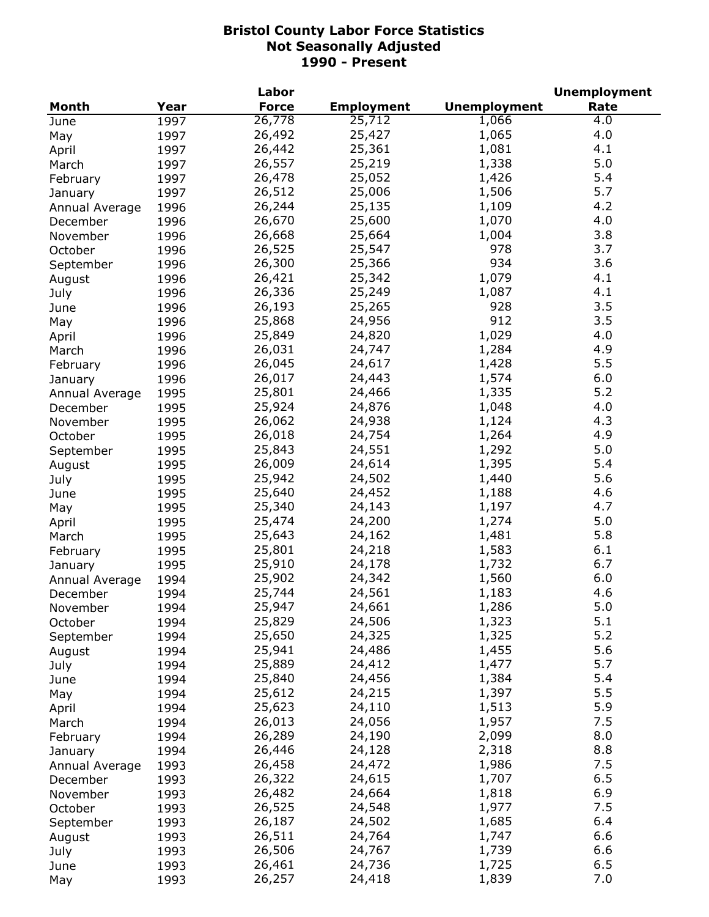# Bristol County Labor Force Statistics
## Not Seasonally Adjusted
## 1990 - Present

| Month | Year | Labor Force | Employment | Unemployment | Unemployment Rate |
|---|---|---|---|---|---|
| June | 1997 | 26,778 | 25,712 | 1,066 | 4.0 |
| May | 1997 | 26,492 | 25,427 | 1,065 | 4.0 |
| April | 1997 | 26,442 | 25,361 | 1,081 | 4.1 |
| March | 1997 | 26,557 | 25,219 | 1,338 | 5.0 |
| February | 1997 | 26,478 | 25,052 | 1,426 | 5.4 |
| January | 1997 | 26,512 | 25,006 | 1,506 | 5.7 |
| Annual Average | 1996 | 26,244 | 25,135 | 1,109 | 4.2 |
| December | 1996 | 26,670 | 25,600 | 1,070 | 4.0 |
| November | 1996 | 26,668 | 25,664 | 1,004 | 3.8 |
| October | 1996 | 26,525 | 25,547 | 978 | 3.7 |
| September | 1996 | 26,300 | 25,366 | 934 | 3.6 |
| August | 1996 | 26,421 | 25,342 | 1,079 | 4.1 |
| July | 1996 | 26,336 | 25,249 | 1,087 | 4.1 |
| June | 1996 | 26,193 | 25,265 | 928 | 3.5 |
| May | 1996 | 25,868 | 24,956 | 912 | 3.5 |
| April | 1996 | 25,849 | 24,820 | 1,029 | 4.0 |
| March | 1996 | 26,031 | 24,747 | 1,284 | 4.9 |
| February | 1996 | 26,045 | 24,617 | 1,428 | 5.5 |
| January | 1996 | 26,017 | 24,443 | 1,574 | 6.0 |
| Annual Average | 1995 | 25,801 | 24,466 | 1,335 | 5.2 |
| December | 1995 | 25,924 | 24,876 | 1,048 | 4.0 |
| November | 1995 | 26,062 | 24,938 | 1,124 | 4.3 |
| October | 1995 | 26,018 | 24,754 | 1,264 | 4.9 |
| September | 1995 | 25,843 | 24,551 | 1,292 | 5.0 |
| August | 1995 | 26,009 | 24,614 | 1,395 | 5.4 |
| July | 1995 | 25,942 | 24,502 | 1,440 | 5.6 |
| June | 1995 | 25,640 | 24,452 | 1,188 | 4.6 |
| May | 1995 | 25,340 | 24,143 | 1,197 | 4.7 |
| April | 1995 | 25,474 | 24,200 | 1,274 | 5.0 |
| March | 1995 | 25,643 | 24,162 | 1,481 | 5.8 |
| February | 1995 | 25,801 | 24,218 | 1,583 | 6.1 |
| January | 1995 | 25,910 | 24,178 | 1,732 | 6.7 |
| Annual Average | 1994 | 25,902 | 24,342 | 1,560 | 6.0 |
| December | 1994 | 25,744 | 24,561 | 1,183 | 4.6 |
| November | 1994 | 25,947 | 24,661 | 1,286 | 5.0 |
| October | 1994 | 25,829 | 24,506 | 1,323 | 5.1 |
| September | 1994 | 25,650 | 24,325 | 1,325 | 5.2 |
| August | 1994 | 25,941 | 24,486 | 1,455 | 5.6 |
| July | 1994 | 25,889 | 24,412 | 1,477 | 5.7 |
| June | 1994 | 25,840 | 24,456 | 1,384 | 5.4 |
| May | 1994 | 25,612 | 24,215 | 1,397 | 5.5 |
| April | 1994 | 25,623 | 24,110 | 1,513 | 5.9 |
| March | 1994 | 26,013 | 24,056 | 1,957 | 7.5 |
| February | 1994 | 26,289 | 24,190 | 2,099 | 8.0 |
| January | 1994 | 26,446 | 24,128 | 2,318 | 8.8 |
| Annual Average | 1993 | 26,458 | 24,472 | 1,986 | 7.5 |
| December | 1993 | 26,322 | 24,615 | 1,707 | 6.5 |
| November | 1993 | 26,482 | 24,664 | 1,818 | 6.9 |
| October | 1993 | 26,525 | 24,548 | 1,977 | 7.5 |
| September | 1993 | 26,187 | 24,502 | 1,685 | 6.4 |
| August | 1993 | 26,511 | 24,764 | 1,747 | 6.6 |
| July | 1993 | 26,506 | 24,767 | 1,739 | 6.6 |
| June | 1993 | 26,461 | 24,736 | 1,725 | 6.5 |
| May | 1993 | 26,257 | 24,418 | 1,839 | 7.0 |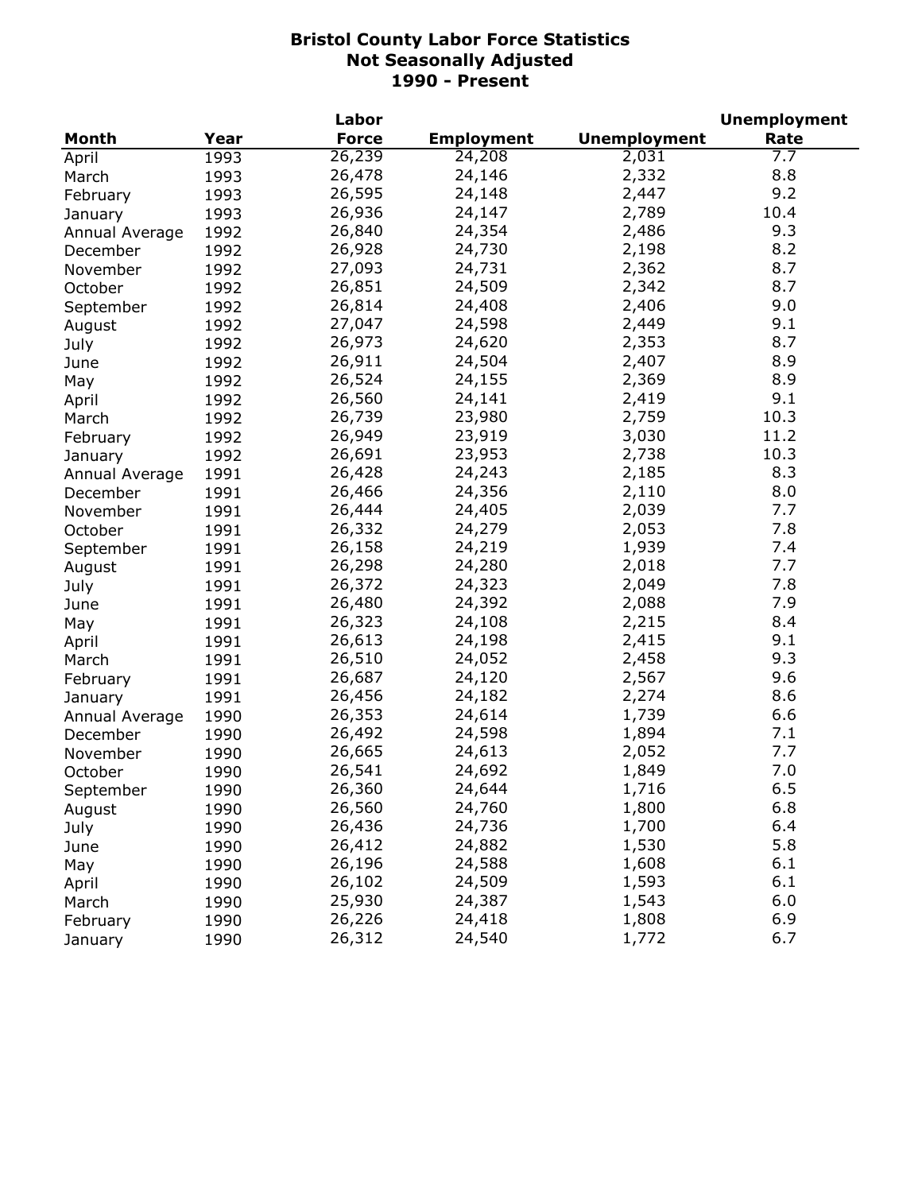**Bristol County Labor Force Statistics**
**Not Seasonally Adjusted**
**1990 - Present**

| Month | Year | Labor Force | Employment | Unemployment | Unemployment Rate |
|---|---|---|---|---|---|
| April | 1993 | 26,239 | 24,208 | 2,031 | 7.7 |
| March | 1993 | 26,478 | 24,146 | 2,332 | 8.8 |
| February | 1993 | 26,595 | 24,148 | 2,447 | 9.2 |
| January | 1993 | 26,936 | 24,147 | 2,789 | 10.4 |
| Annual Average | 1992 | 26,840 | 24,354 | 2,486 | 9.3 |
| December | 1992 | 26,928 | 24,730 | 2,198 | 8.2 |
| November | 1992 | 27,093 | 24,731 | 2,362 | 8.7 |
| October | 1992 | 26,851 | 24,509 | 2,342 | 8.7 |
| September | 1992 | 26,814 | 24,408 | 2,406 | 9.0 |
| August | 1992 | 27,047 | 24,598 | 2,449 | 9.1 |
| July | 1992 | 26,973 | 24,620 | 2,353 | 8.7 |
| June | 1992 | 26,911 | 24,504 | 2,407 | 8.9 |
| May | 1992 | 26,524 | 24,155 | 2,369 | 8.9 |
| April | 1992 | 26,560 | 24,141 | 2,419 | 9.1 |
| March | 1992 | 26,739 | 23,980 | 2,759 | 10.3 |
| February | 1992 | 26,949 | 23,919 | 3,030 | 11.2 |
| January | 1992 | 26,691 | 23,953 | 2,738 | 10.3 |
| Annual Average | 1991 | 26,428 | 24,243 | 2,185 | 8.3 |
| December | 1991 | 26,466 | 24,356 | 2,110 | 8.0 |
| November | 1991 | 26,444 | 24,405 | 2,039 | 7.7 |
| October | 1991 | 26,332 | 24,279 | 2,053 | 7.8 |
| September | 1991 | 26,158 | 24,219 | 1,939 | 7.4 |
| August | 1991 | 26,298 | 24,280 | 2,018 | 7.7 |
| July | 1991 | 26,372 | 24,323 | 2,049 | 7.8 |
| June | 1991 | 26,480 | 24,392 | 2,088 | 7.9 |
| May | 1991 | 26,323 | 24,108 | 2,215 | 8.4 |
| April | 1991 | 26,613 | 24,198 | 2,415 | 9.1 |
| March | 1991 | 26,510 | 24,052 | 2,458 | 9.3 |
| February | 1991 | 26,687 | 24,120 | 2,567 | 9.6 |
| January | 1991 | 26,456 | 24,182 | 2,274 | 8.6 |
| Annual Average | 1990 | 26,353 | 24,614 | 1,739 | 6.6 |
| December | 1990 | 26,492 | 24,598 | 1,894 | 7.1 |
| November | 1990 | 26,665 | 24,613 | 2,052 | 7.7 |
| October | 1990 | 26,541 | 24,692 | 1,849 | 7.0 |
| September | 1990 | 26,360 | 24,644 | 1,716 | 6.5 |
| August | 1990 | 26,560 | 24,760 | 1,800 | 6.8 |
| July | 1990 | 26,436 | 24,736 | 1,700 | 6.4 |
| June | 1990 | 26,412 | 24,882 | 1,530 | 5.8 |
| May | 1990 | 26,196 | 24,588 | 1,608 | 6.1 |
| April | 1990 | 26,102 | 24,509 | 1,593 | 6.1 |
| March | 1990 | 25,930 | 24,387 | 1,543 | 6.0 |
| February | 1990 | 26,226 | 24,418 | 1,808 | 6.9 |
| January | 1990 | 26,312 | 24,540 | 1,772 | 6.7 |